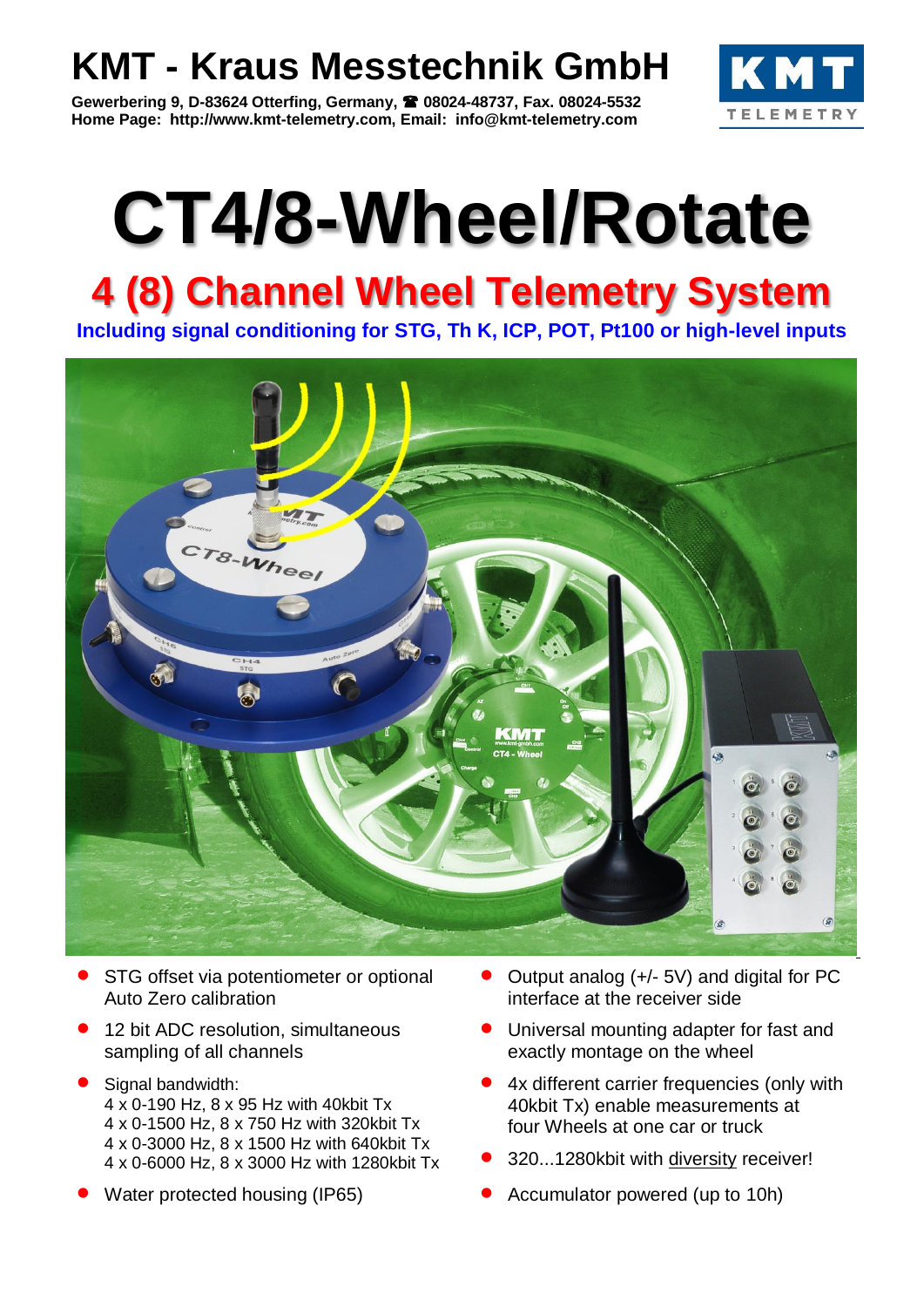# KMT - Kraus Messtechnik GmbH

**Gewerbering 9, D-83624 Otterfing, Germany, ☎ 08024-48737, Fax. 08024-5532**
**Home Page: http://www.kmt-telemetry.com, Email: info@kmt-telemetry.com**

# CT4/8-Wheel/Rotate

## 4 (8) Channel Wheel Telemetry System

**Including signal conditioning for STG, Th K, ICP, POT, Pt100 or high-level inputs**

- STG offset via potentiometer or optional Auto Zero calibration
- 12 bit ADC resolution, simultaneous sampling of all channels
- Signal bandwidth:
  4 x 0-190 Hz, 8 x 95 Hz with 40kbit Tx
  4 x 0-1500 Hz, 8 x 750 Hz with 320kbit Tx
  4 x 0-3000 Hz, 8 x 1500 Hz with 640kbit Tx
  4 x 0-6000 Hz, 8 x 3000 Hz with 1280kbit Tx
- Water protected housing (IP65)
- Output analog (+/- 5V) and digital for PC interface at the receiver side
- Universal mounting adapter for fast and exactly montage on the wheel
- 4x different carrier frequencies (only with 40kbit Tx) enable measurements at four Wheels at one car or truck
- 320...1280kbit with diversity receiver!
- Accumulator powered (up to 10h)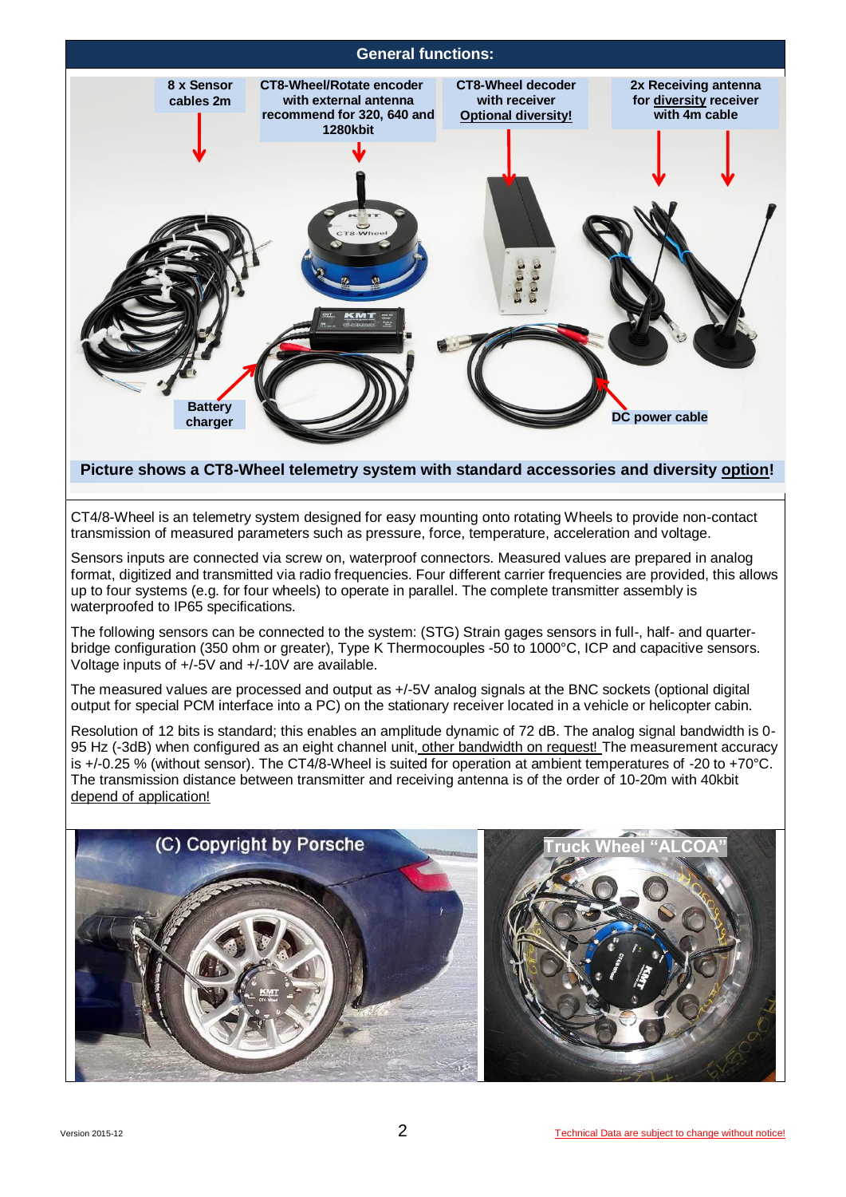## General functions:

8 x Sensor cables 2m

CT8-Wheel/Rotate encoder with external antenna recommend for 320, 640 and 1280kbit

CT8-Wheel decoder with receiver Optional diversity!

2x Receiving antenna for diversity receiver with 4m cable

Battery charger

DC power cable

**Picture shows a CT8-Wheel telemetry system with standard accessories and diversity option!**

CT4/8-Wheel is an telemetry system designed for easy mounting onto rotating Wheels to provide non-contact transmission of measured parameters such as pressure, force, temperature, acceleration and voltage.

Sensors inputs are connected via screw on, waterproof connectors. Measured values are prepared in analog format, digitized and transmitted via radio frequencies. Four different carrier frequencies are provided, this allows up to four systems (e.g. for four wheels) to operate in parallel. The complete transmitter assembly is waterproofed to IP65 specifications.

The following sensors can be connected to the system: (STG) Strain gages sensors in full-, half- and quarter-bridge configuration (350 ohm or greater), Type K Thermocouples -50 to 1000°C, ICP and capacitive sensors. Voltage inputs of +/-5V and +/-10V are available.

The measured values are processed and output as +/-5V analog signals at the BNC sockets (optional digital output for special PCM interface into a PC) on the stationary receiver located in a vehicle or helicopter cabin.

Resolution of 12 bits is standard; this enables an amplitude dynamic of 72 dB. The analog signal bandwidth is 0-95 Hz (-3dB) when configured as an eight channel unit, other bandwidth on request! The measurement accuracy is +/-0.25 % (without sensor). The CT4/8-Wheel is suited for operation at ambient temperatures of -20 to +70°C. The transmission distance between transmitter and receiving antenna is of the order of 10-20m with 40kbit depend of application!

(C) Copyright by Porsche

Truck Wheel "ALCOA"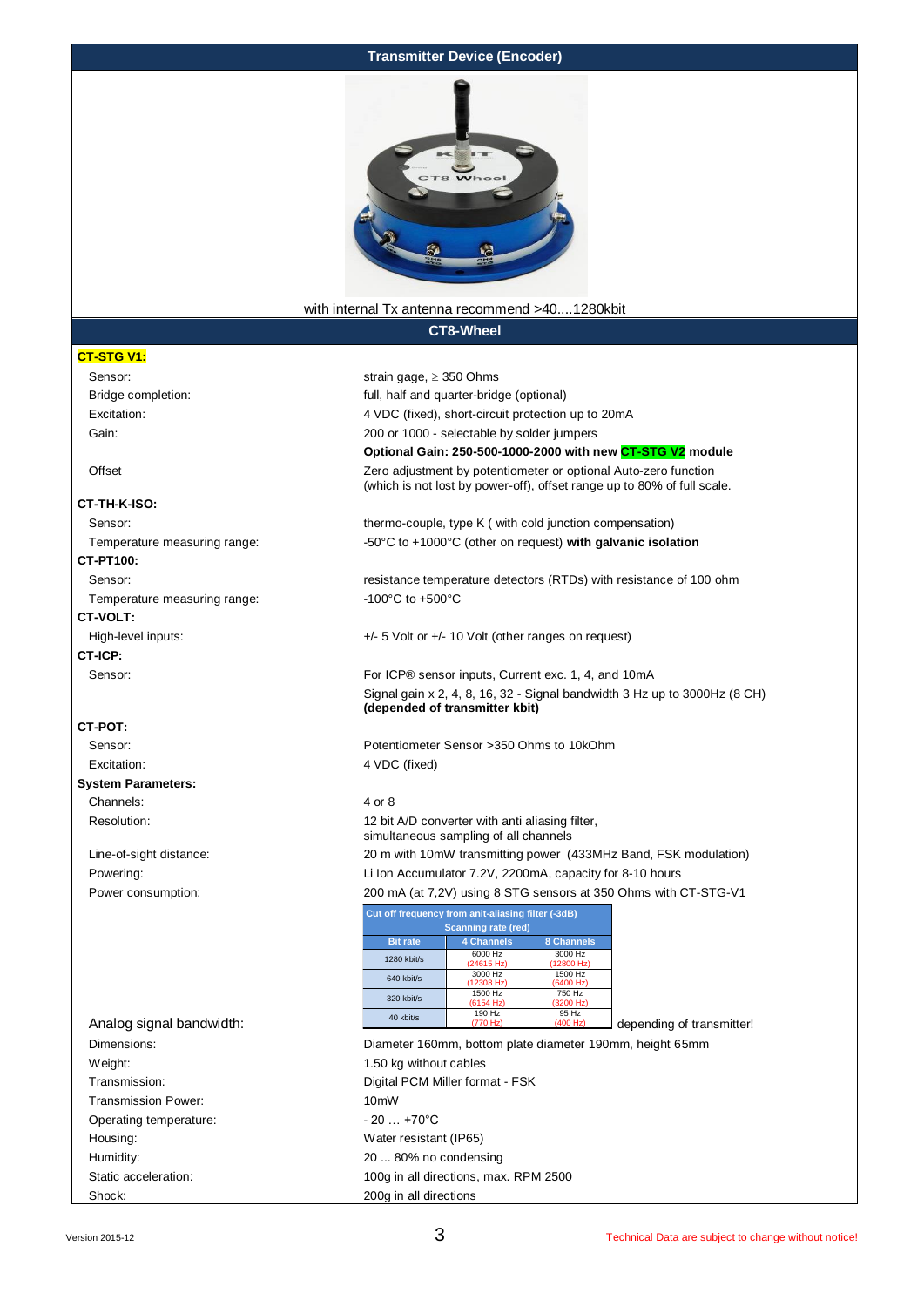## Transmitter Device (Encoder)

with internal Tx antenna recommend >40....1280kbit

## CT8-Wheel

**CT-STG V1:**

| | |
|---|---|
| Sensor: | strain gage, ≥ 350 Ohms |
| Bridge completion: | full, half and quarter-bridge (optional) |
| Excitation: | 4 VDC (fixed), short-circuit protection up to 20mA |
| Gain: | 200 or 1000 - selectable by solder jumpers<br>**Optional Gain: 250-500-1000-2000 with new CT-STG V2 module** |
| Offset | Zero adjustment by potentiometer or optional Auto-zero function (which is not lost by power-off), offset range up to 80% of full scale. |

**CT-TH-K-ISO:**

| | |
|---|---|
| Sensor: | thermo-couple, type K ( with cold junction compensation) |
| Temperature measuring range: | -50°C to +1000°C (other on request) **with galvanic isolation** |

**CT-PT100:**

| | |
|---|---|
| Sensor: | resistance temperature detectors (RTDs) with resistance of 100 ohm |
| Temperature measuring range: | -100°C to +500°C |

**CT-VOLT:**

| | |
|---|---|
| High-level inputs: | +/- 5 Volt or +/- 10 Volt (other ranges on request) |

**CT-ICP:**

| | |
|---|---|
| Sensor: | For ICP® sensor inputs, Current exc. 1, 4, and 10mA<br>Signal gain x 2, 4, 8, 16, 32 - Signal bandwidth 3 Hz up to 3000Hz (8 CH) **(depended of transmitter kbit)** |

**CT-POT:**

| | |
|---|---|
| Sensor: | Potentiometer Sensor >350 Ohms to 10kOhm |
| Excitation: | 4 VDC (fixed) |

**System Parameters:**

| | |
|---|---|
| Channels: | 4 or 8 |
| Resolution: | 12 bit A/D converter with anti aliasing filter, simultaneous sampling of all channels |
| Line-of-sight distance: | 20 m with 10mW transmitting power (433MHz Band, FSK modulation) |
| Powering: | Li Ion Accumulator 7.2V, 2200mA, capacity for 8-10 hours |
| Power consumption: | 200 mA (at 7,2V) using 8 STG sensors at 350 Ohms with CT-STG-V1 |

Analog signal bandwidth: depending of transmitter!

| Cut off frequency from anit-aliasing filter (-3dB) Scanning rate (red) | | |
|---|---|---|
| Bit rate | 4 Channels | 8 Channels |
| 1280 kbit/s | 6000 Hz (24615 Hz) | 3000 Hz (12800 Hz) |
| 640 kbit/s | 3000 Hz (12308 Hz) | 1500 Hz (6400 Hz) |
| 320 kbit/s | 1500 Hz (6154 Hz) | 750 Hz (3200 Hz) |
| 40 kbit/s | 190 Hz (770 Hz) | 95 Hz (400 Hz) |

| | |
|---|---|
| Dimensions: | Diameter 160mm, bottom plate diameter 190mm, height 65mm |
| Weight: | 1.50 kg without cables |
| Transmission: | Digital PCM Miller format - FSK |
| Transmission Power: | 10mW |
| Operating temperature: | - 20 … +70°C |
| Housing: | Water resistant (IP65) |
| Humidity: | 20 ... 80% no condensing |
| Static acceleration: | 100g in all directions, max. RPM 2500 |
| Shock: | 200g in all directions |

Version 2015-12

Technical Data are subject to change without notice!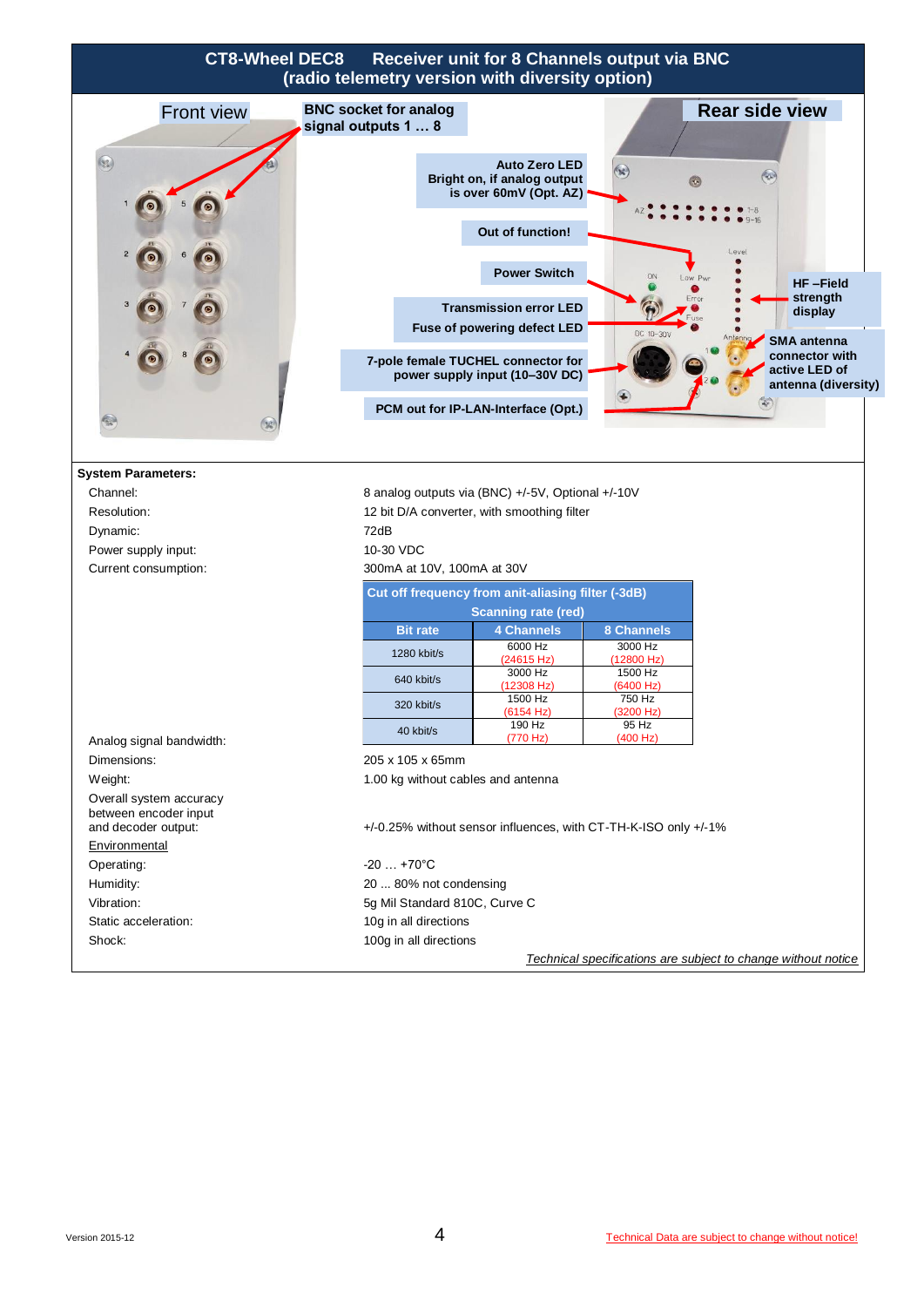# CT8-Wheel DEC8 Receiver unit for 8 Channels output via BNC (radio telemetry version with diversity option)

Front view

BNC socket for analog signal outputs 1 … 8

Rear side view

Auto Zero LED Bright on, if analog output is over 60mV (Opt. AZ)

Out of function!

Power Switch

Transmission error LED

Fuse of powering defect LED

7-pole female TUCHEL connector for power supply input (10–30V DC)

PCM out for IP-LAN-Interface (Opt.)

HF –Field strength display

SMA antenna connector with active LED of antenna (diversity)

**System Parameters:**

| | |
|---|---|
| Channel: | 8 analog outputs via (BNC) +/-5V, Optional +/-10V |
| Resolution: | 12 bit D/A converter, with smoothing filter |
| Dynamic: | 72dB |
| Power supply input: | 10-30 VDC |
| Current consumption: | 300mA at 10V, 100mA at 30V |

Analog signal bandwidth:

| Cut off frequency from anit-aliasing filter (-3dB) Scanning rate (red) | | |
|---|---|---|
| **Bit rate** | **4 Channels** | **8 Channels** |
| 1280 kbit/s | 6000 Hz (24615 Hz) | 3000 Hz (12800 Hz) |
| 640 kbit/s | 3000 Hz (12308 Hz) | 1500 Hz (6400 Hz) |
| 320 kbit/s | 1500 Hz (6154 Hz) | 750 Hz (3200 Hz) |
| 40 kbit/s | 190 Hz (770 Hz) | 95 Hz (400 Hz) |

| | |
|---|---|
| Dimensions: | 205 x 105 x 65mm |
| Weight: | 1.00 kg without cables and antenna |
| Overall system accuracy between encoder input and decoder output: | +/-0.25% without sensor influences, with CT-TH-K-ISO only +/-1% |

Environmental

| | |
|---|---|
| Operating: | -20 … +70°C |
| Humidity: | 20 ... 80% not condensing |
| Vibration: | 5g Mil Standard 810C, Curve C |
| Static acceleration: | 10g in all directions |
| Shock: | 100g in all directions |

*Technical specifications are subject to change without notice*